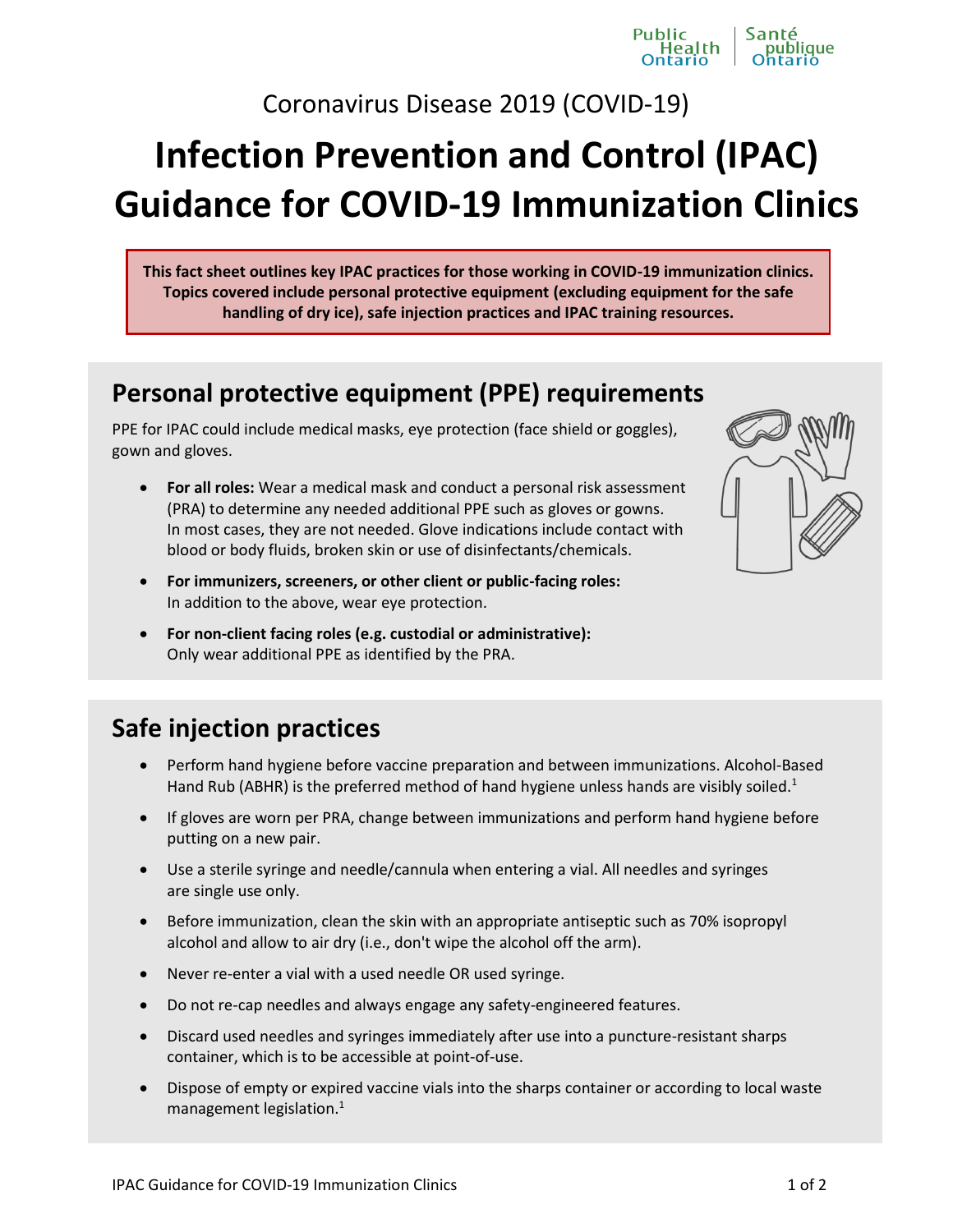Public Health Ontario | Santé publique Ontario

Coronavirus Disease 2019 (COVID-19)

# Infection Prevention and Control (IPAC) Guidance for COVID-19 Immunization Clinics

**This fact sheet outlines key IPAC practices for those working in COVID-19 immunization clinics. Topics covered include personal protective equipment (excluding equipment for the safe handling of dry ice), safe injection practices and IPAC training resources.**

## Personal protective equipment (PPE) requirements

PPE for IPAC could include medical masks, eye protection (face shield or goggles), gown and gloves.

- **For all roles:** Wear a medical mask and conduct a personal risk assessment (PRA) to determine any needed additional PPE such as gloves or gowns. In most cases, they are not needed. Glove indications include contact with blood or body fluids, broken skin or use of disinfectants/chemicals.
- **For immunizers, screeners, or other client or public-facing roles:** In addition to the above, wear eye protection.
- **For non-client facing roles (e.g. custodial or administrative):** Only wear additional PPE as identified by the PRA.

## Safe injection practices

- Perform hand hygiene before vaccine preparation and between immunizations. Alcohol-Based Hand Rub (ABHR) is the preferred method of hand hygiene unless hands are visibly soiled.[1]
- If gloves are worn per PRA, change between immunizations and perform hand hygiene before putting on a new pair.
- Use a sterile syringe and needle/cannula when entering a vial. All needles and syringes are single use only.
- Before immunization, clean the skin with an appropriate antiseptic such as 70% isopropyl alcohol and allow to air dry (i.e., don't wipe the alcohol off the arm).
- Never re-enter a vial with a used needle OR used syringe.
- Do not re-cap needles and always engage any safety-engineered features.
- Discard used needles and syringes immediately after use into a puncture-resistant sharps container, which is to be accessible at point-of-use.
- Dispose of empty or expired vaccine vials into the sharps container or according to local waste management legislation.[1]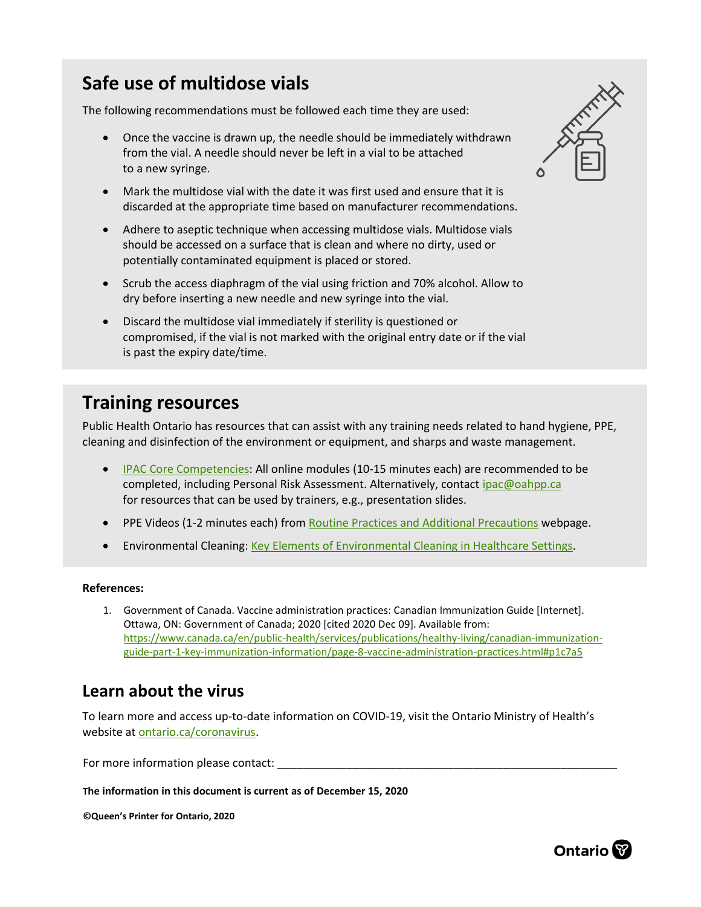## Safe use of multidose vials

The following recommendations must be followed each time they are used:

- Once the vaccine is drawn up, the needle should be immediately withdrawn from the vial. A needle should never be left in a vial to be attached to a new syringe.
- Mark the multidose vial with the date it was first used and ensure that it is discarded at the appropriate time based on manufacturer recommendations.
- Adhere to aseptic technique when accessing multidose vials. Multidose vials should be accessed on a surface that is clean and where no dirty, used or potentially contaminated equipment is placed or stored.
- Scrub the access diaphragm of the vial using friction and 70% alcohol. Allow to dry before inserting a new needle and new syringe into the vial.
- Discard the multidose vial immediately if sterility is questioned or compromised, if the vial is not marked with the original entry date or if the vial is past the expiry date/time.

## Training resources

Public Health Ontario has resources that can assist with any training needs related to hand hygiene, PPE, cleaning and disinfection of the environment or equipment, and sharps and waste management.

- IPAC Core Competencies: All online modules (10-15 minutes each) are recommended to be completed, including Personal Risk Assessment. Alternatively, contact ipac@oahpp.ca for resources that can be used by trainers, e.g., presentation slides.
- PPE Videos (1-2 minutes each) from Routine Practices and Additional Precautions webpage.
- Environmental Cleaning: Key Elements of Environmental Cleaning in Healthcare Settings.

**References:**

1. Government of Canada. Vaccine administration practices: Canadian Immunization Guide [Internet]. Ottawa, ON: Government of Canada; 2020 [cited 2020 Dec 09]. Available from: https://www.canada.ca/en/public-health/services/publications/healthy-living/canadian-immunization-guide-part-1-key-immunization-information/page-8-vaccine-administration-practices.html#p1c7a5

## Learn about the virus

To learn more and access up-to-date information on COVID-19, visit the Ontario Ministry of Health's website at ontario.ca/coronavirus.

For more information please contact: ________________________________________________

**The information in this document is current as of December 15, 2020**

**©Queen's Printer for Ontario, 2020**